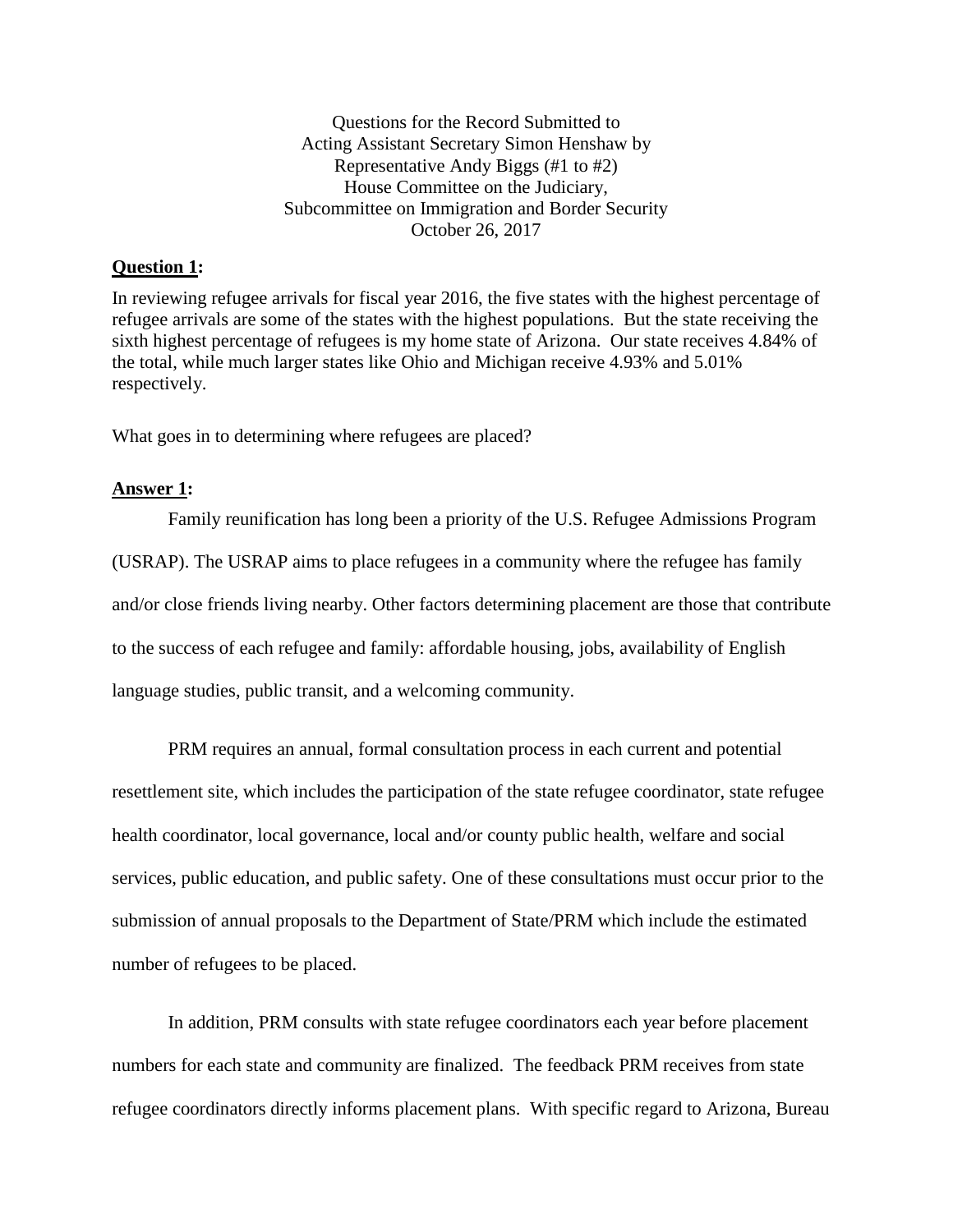Questions for the Record Submitted to
Acting Assistant Secretary Simon Henshaw by
Representative Andy Biggs (#1 to #2)
House Committee on the Judiciary,
Subcommittee on Immigration and Border Security
October 26, 2017

**Question 1:**

In reviewing refugee arrivals for fiscal year 2016, the five states with the highest percentage of refugee arrivals are some of the states with the highest populations. But the state receiving the sixth highest percentage of refugees is my home state of Arizona. Our state receives 4.84% of the total, while much larger states like Ohio and Michigan receive 4.93% and 5.01% respectively.

What goes in to determining where refugees are placed?

**Answer 1:**

Family reunification has long been a priority of the U.S. Refugee Admissions Program (USRAP). The USRAP aims to place refugees in a community where the refugee has family and/or close friends living nearby. Other factors determining placement are those that contribute to the success of each refugee and family: affordable housing, jobs, availability of English language studies, public transit, and a welcoming community.

PRM requires an annual, formal consultation process in each current and potential resettlement site, which includes the participation of the state refugee coordinator, state refugee health coordinator, local governance, local and/or county public health, welfare and social services, public education, and public safety. One of these consultations must occur prior to the submission of annual proposals to the Department of State/PRM which include the estimated number of refugees to be placed.

In addition, PRM consults with state refugee coordinators each year before placement numbers for each state and community are finalized. The feedback PRM receives from state refugee coordinators directly informs placement plans. With specific regard to Arizona, Bureau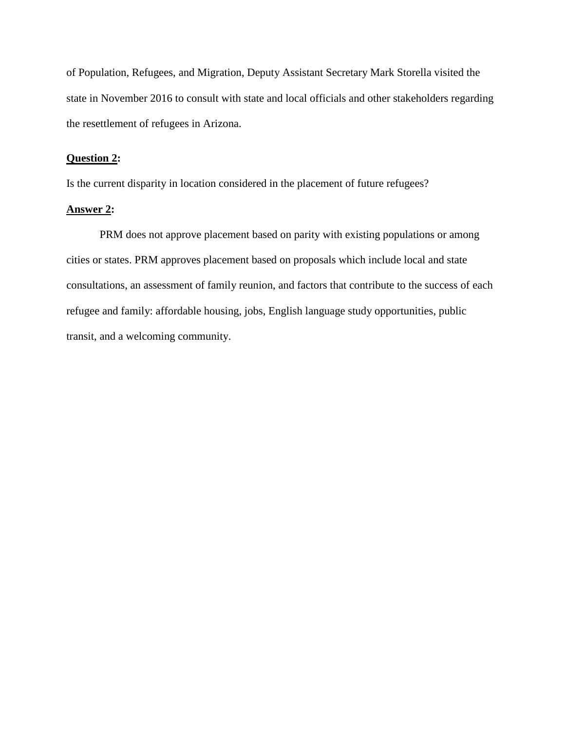of Population, Refugees, and Migration, Deputy Assistant Secretary Mark Storella visited the state in November 2016 to consult with state and local officials and other stakeholders regarding the resettlement of refugees in Arizona.

**<u>Question 2</u>:**

Is the current disparity in location considered in the placement of future refugees?

**<u>Answer 2</u>:**

PRM does not approve placement based on parity with existing populations or among cities or states. PRM approves placement based on proposals which include local and state consultations, an assessment of family reunion, and factors that contribute to the success of each refugee and family: affordable housing, jobs, English language study opportunities, public transit, and a welcoming community.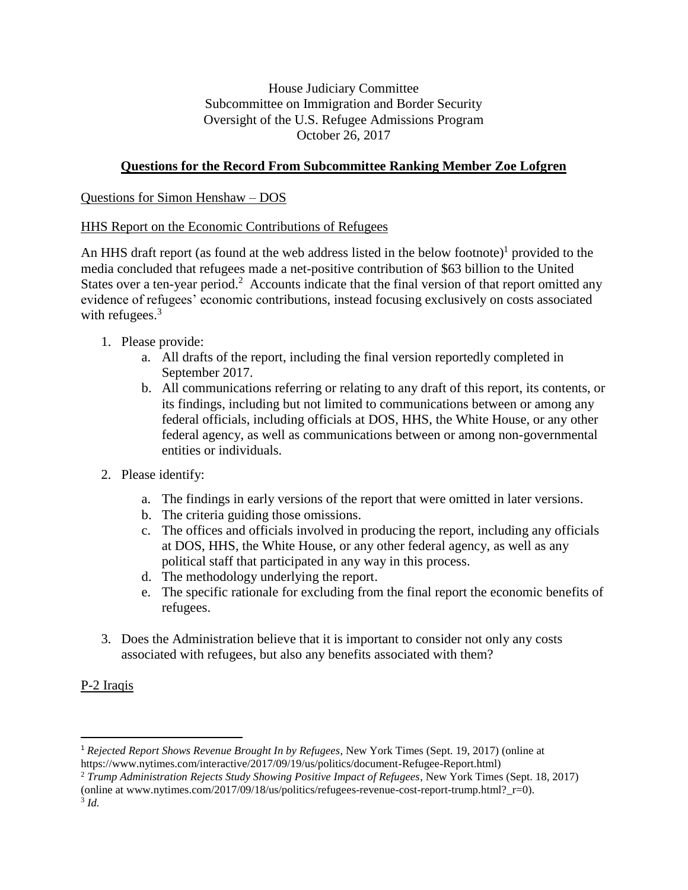House Judiciary Committee
Subcommittee on Immigration and Border Security
Oversight of the U.S. Refugee Admissions Program
October 26, 2017

## **Questions for the Record From Subcommittee Ranking Member Zoe Lofgren**

Questions for Simon Henshaw – DOS

HHS Report on the Economic Contributions of Refugees

An HHS draft report (as found at the web address listed in the below footnote)[1] provided to the media concluded that refugees made a net-positive contribution of $63 billion to the United States over a ten-year period.[2] Accounts indicate that the final version of that report omitted any evidence of refugees' economic contributions, instead focusing exclusively on costs associated with refugees.[3]

1. Please provide:
   a. All drafts of the report, including the final version reportedly completed in September 2017.
   b. All communications referring or relating to any draft of this report, its contents, or its findings, including but not limited to communications between or among any federal officials, including officials at DOS, HHS, the White House, or any other federal agency, as well as communications between or among non-governmental entities or individuals.

2. Please identify:
   a. The findings in early versions of the report that were omitted in later versions.
   b. The criteria guiding those omissions.
   c. The offices and officials involved in producing the report, including any officials at DOS, HHS, the White House, or any other federal agency, as well as any political staff that participated in any way in this process.
   d. The methodology underlying the report.
   e. The specific rationale for excluding from the final report the economic benefits of refugees.

3. Does the Administration believe that it is important to consider not only any costs associated with refugees, but also any benefits associated with them?

P-2 Iraqis

---

[1] *Rejected Report Shows Revenue Brought In by Refugees*, New York Times (Sept. 19, 2017) (online at https://www.nytimes.com/interactive/2017/09/19/us/politics/document-Refugee-Report.html)

[2] *Trump Administration Rejects Study Showing Positive Impact of Refugees*, New York Times (Sept. 18, 2017) (online at www.nytimes.com/2017/09/18/us/politics/refugees-revenue-cost-report-trump.html?_r=0).

[3] *Id.*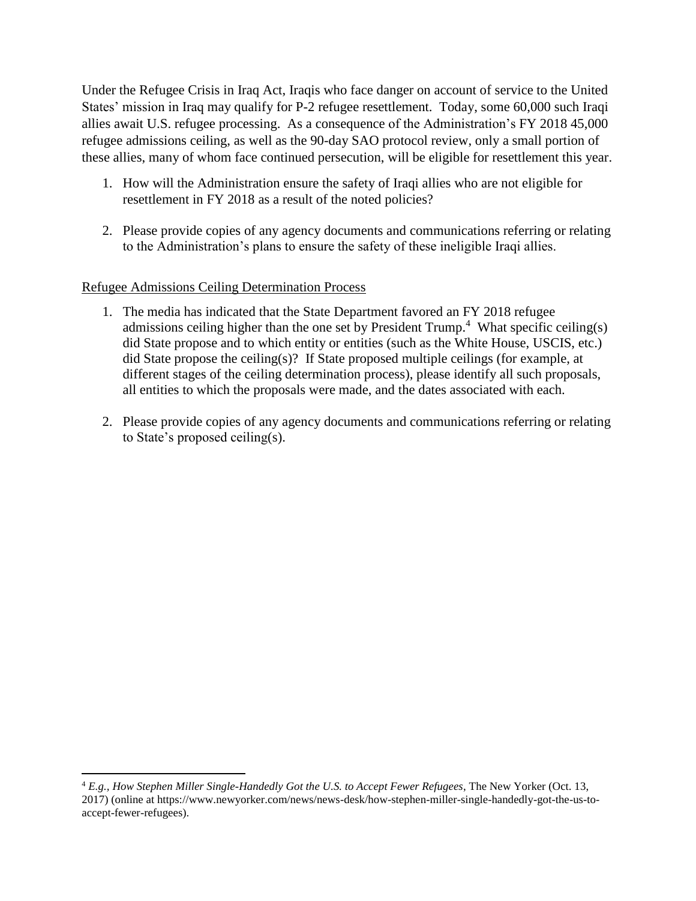Under the Refugee Crisis in Iraq Act, Iraqis who face danger on account of service to the United States' mission in Iraq may qualify for P-2 refugee resettlement. Today, some 60,000 such Iraqi allies await U.S. refugee processing. As a consequence of the Administration's FY 2018 45,000 refugee admissions ceiling, as well as the 90-day SAO protocol review, only a small portion of these allies, many of whom face continued persecution, will be eligible for resettlement this year.

1. How will the Administration ensure the safety of Iraqi allies who are not eligible for resettlement in FY 2018 as a result of the noted policies?

2. Please provide copies of any agency documents and communications referring or relating to the Administration's plans to ensure the safety of these ineligible Iraqi allies.

<u>Refugee Admissions Ceiling Determination Process</u>

1. The media has indicated that the State Department favored an FY 2018 refugee admissions ceiling higher than the one set by President Trump.[4] What specific ceiling(s) did State propose and to which entity or entities (such as the White House, USCIS, etc.) did State propose the ceiling(s)? If State proposed multiple ceilings (for example, at different stages of the ceiling determination process), please identify all such proposals, all entities to which the proposals were made, and the dates associated with each.

2. Please provide copies of any agency documents and communications referring or relating to State's proposed ceiling(s).

---

[4] *E.g.*, *How Stephen Miller Single-Handedly Got the U.S. to Accept Fewer Refugees*, The New Yorker (Oct. 13, 2017) (online at https://www.newyorker.com/news/news-desk/how-stephen-miller-single-handedly-got-the-us-to-accept-fewer-refugees).